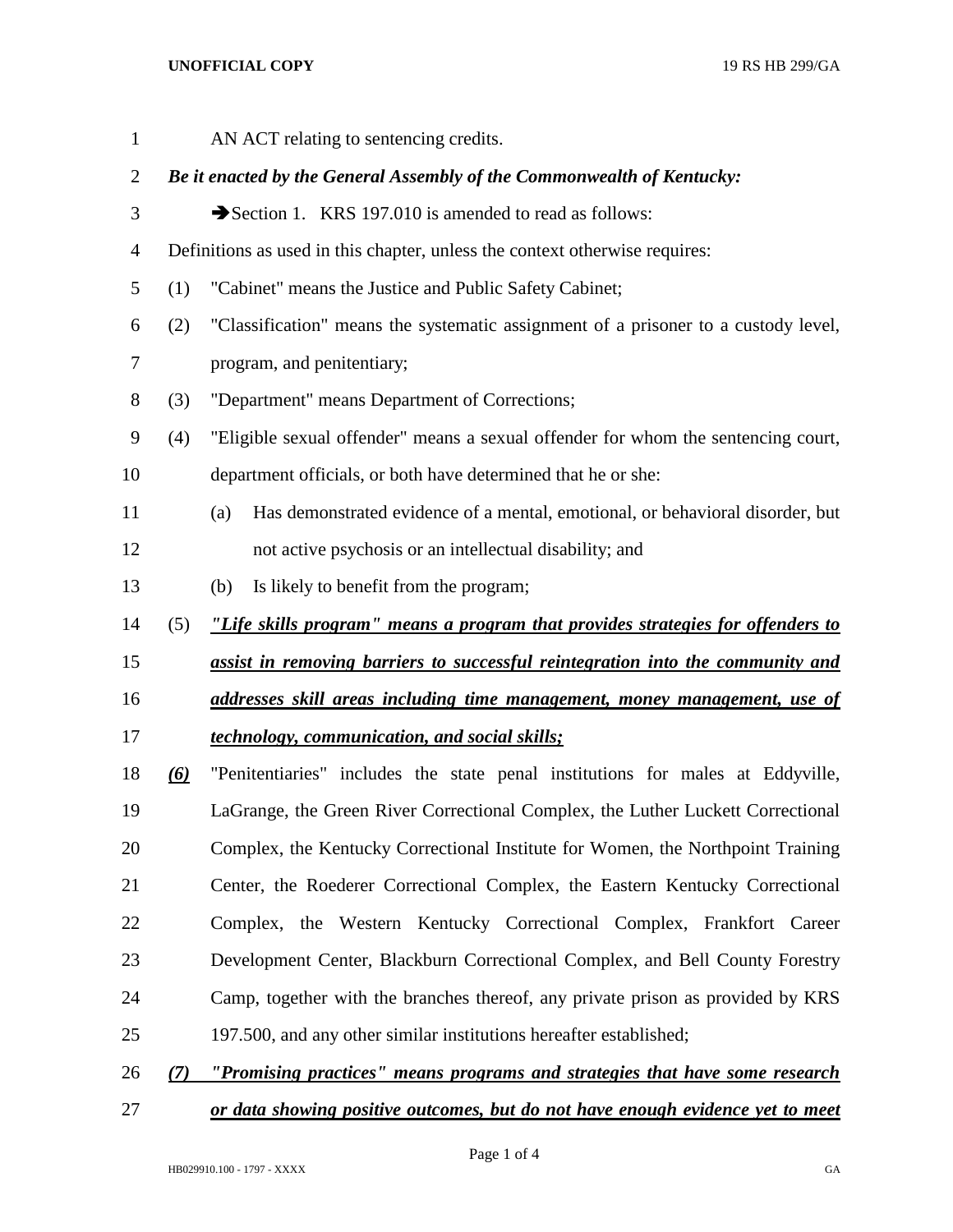AN ACT relating to sentencing credits.

***Be it enacted by the General Assembly of the Commonwealth of Kentucky:***

➔Section 1. KRS 197.010 is amended to read as follows:

Definitions as used in this chapter, unless the context otherwise requires:

(1) "Cabinet" means the Justice and Public Safety Cabinet;

(2) "Classification" means the systematic assignment of a prisoner to a custody level, program, and penitentiary;

(3) "Department" means Department of Corrections;

(4) "Eligible sexual offender" means a sexual offender for whom the sentencing court, department officials, or both have determined that he or she:

(a) Has demonstrated evidence of a mental, emotional, or behavioral disorder, but not active psychosis or an intellectual disability; and

(b) Is likely to benefit from the program;

(5) ***"Life skills program" means a program that provides strategies for offenders to assist in removing barriers to successful reintegration into the community and addresses skill areas including time management, money management, use of technology, communication, and social skills;***

***(6)*** "Penitentiaries" includes the state penal institutions for males at Eddyville, LaGrange, the Green River Correctional Complex, the Luther Luckett Correctional Complex, the Kentucky Correctional Institute for Women, the Northpoint Training Center, the Roederer Correctional Complex, the Eastern Kentucky Correctional Complex, the Western Kentucky Correctional Complex, Frankfort Career Development Center, Blackburn Correctional Complex, and Bell County Forestry Camp, together with the branches thereof, any private prison as provided by KRS 197.500, and any other similar institutions hereafter established;

***(7) "Promising practices" means programs and strategies that have some research or data showing positive outcomes, but do not have enough evidence yet to meet***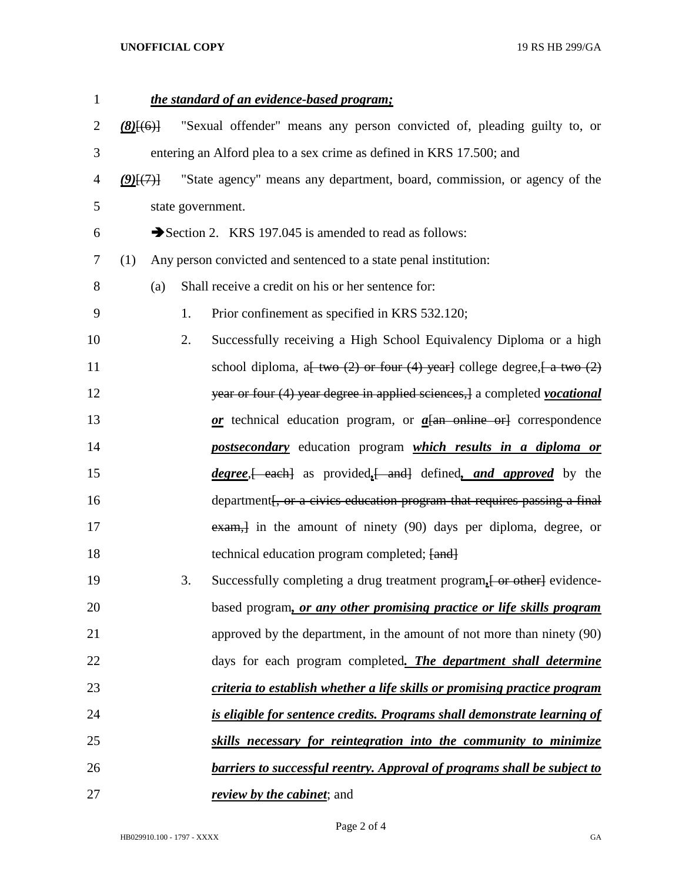***the standard of an evidence-based program;***

***(8)***[(6)] "Sexual offender" means any person convicted of, pleading guilty to, or entering an Alford plea to a sex crime as defined in KRS 17.500; and

***(9)***[(7)] "State agency" means any department, board, commission, or agency of the state government.

➔Section 2. KRS 197.045 is amended to read as follows:

(1) Any person convicted and sentenced to a state penal institution:

(a) Shall receive a credit on his or her sentence for:

1. Prior confinement as specified in KRS 532.120;

2. Successfully receiving a High School Equivalency Diploma or a high school diploma, a~~[ two (2) or four (4) year]~~ college degree,~~[ a two (2) year or four (4) year degree in applied sciences,]~~ a completed ***vocational or*** technical education program, or ***a***~~[an online or]~~ correspondence ***postsecondary*** education program ***which results in a diploma or degree***,~~[ each]~~ as provided***,***~~[ and]~~ defined***, and approved*** by the department~~[, or a civics education program that requires passing a final exam,]~~ in the amount of ninety (90) days per diploma, degree, or technical education program completed; ~~[and]~~

3. Successfully completing a drug treatment program***,***~~[ or other]~~ evidence-based program***, or any other promising practice or life skills program*** approved by the department, in the amount of not more than ninety (90) days for each program completed***. The department shall determine criteria to establish whether a life skills or promising practice program is eligible for sentence credits. Programs shall demonstrate learning of skills necessary for reintegration into the community to minimize barriers to successful reentry. Approval of programs shall be subject to review by the cabinet***; and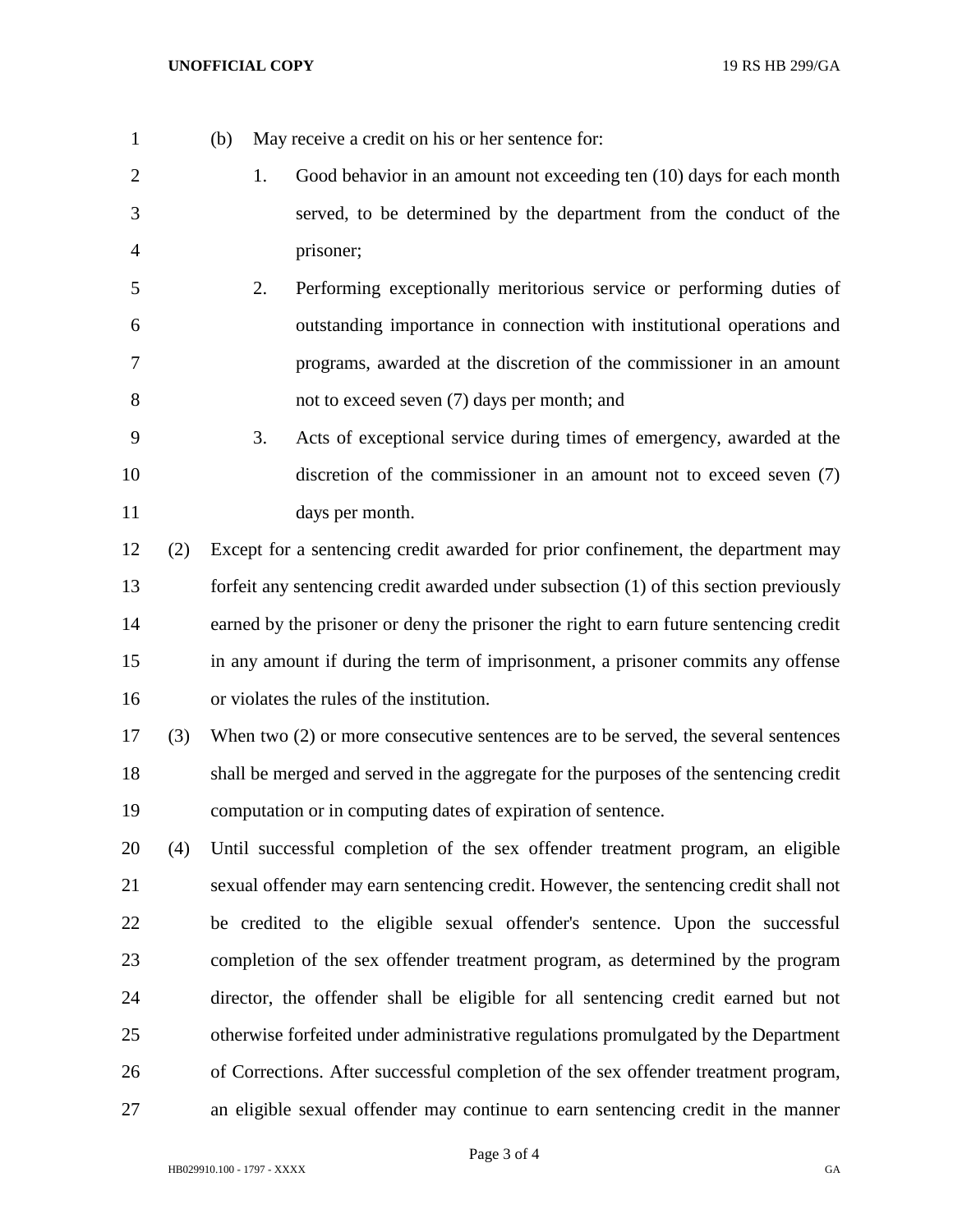(b) May receive a credit on his or her sentence for:

1. Good behavior in an amount not exceeding ten (10) days for each month served, to be determined by the department from the conduct of the prisoner;
2. Performing exceptionally meritorious service or performing duties of outstanding importance in connection with institutional operations and programs, awarded at the discretion of the commissioner in an amount not to exceed seven (7) days per month; and
3. Acts of exceptional service during times of emergency, awarded at the discretion of the commissioner in an amount not to exceed seven (7) days per month.

(2) Except for a sentencing credit awarded for prior confinement, the department may forfeit any sentencing credit awarded under subsection (1) of this section previously earned by the prisoner or deny the prisoner the right to earn future sentencing credit in any amount if during the term of imprisonment, a prisoner commits any offense or violates the rules of the institution.

(3) When two (2) or more consecutive sentences are to be served, the several sentences shall be merged and served in the aggregate for the purposes of the sentencing credit computation or in computing dates of expiration of sentence.

(4) Until successful completion of the sex offender treatment program, an eligible sexual offender may earn sentencing credit. However, the sentencing credit shall not be credited to the eligible sexual offender's sentence. Upon the successful completion of the sex offender treatment program, as determined by the program director, the offender shall be eligible for all sentencing credit earned but not otherwise forfeited under administrative regulations promulgated by the Department of Corrections. After successful completion of the sex offender treatment program, an eligible sexual offender may continue to earn sentencing credit in the manner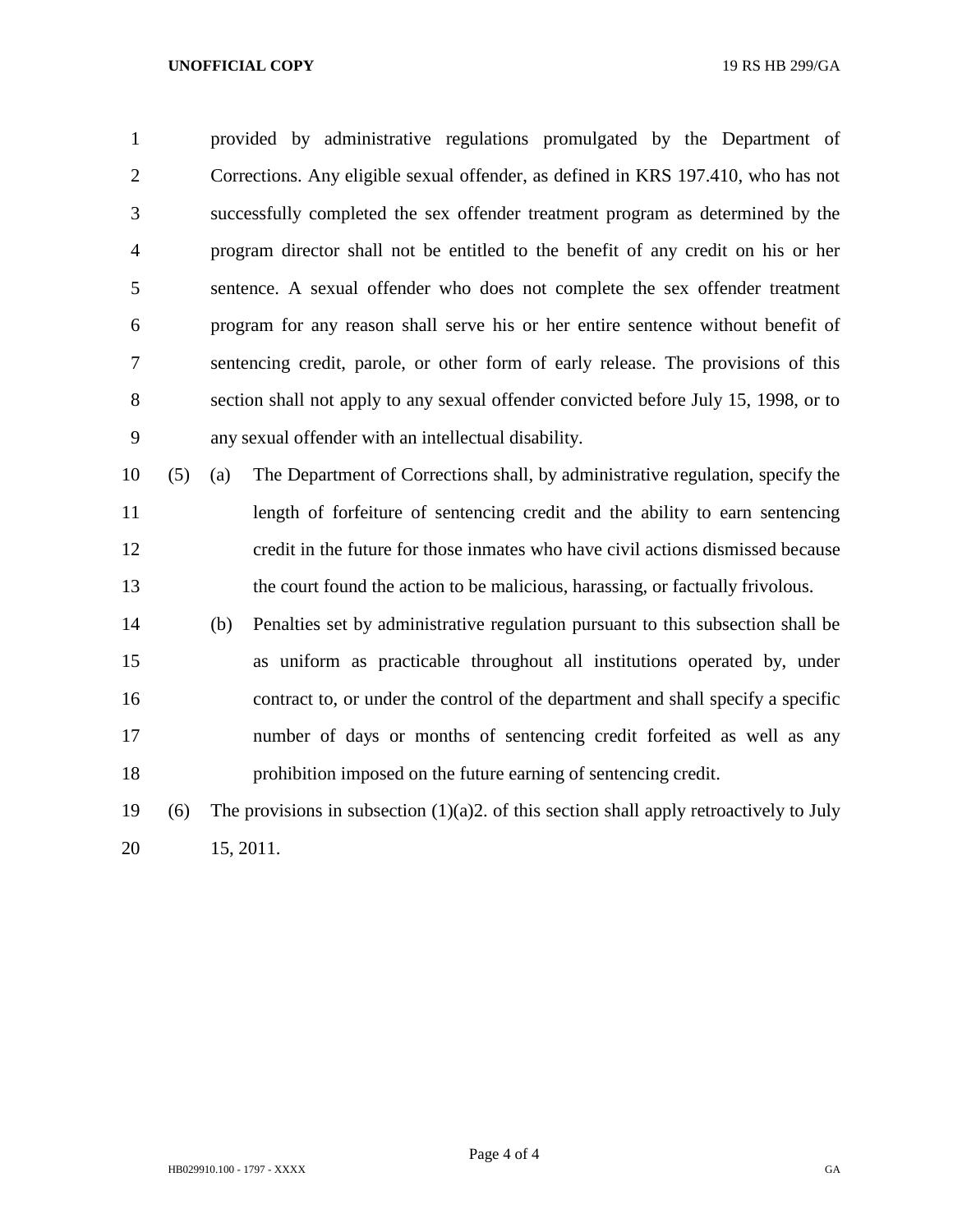provided by administrative regulations promulgated by the Department of Corrections. Any eligible sexual offender, as defined in KRS 197.410, who has not successfully completed the sex offender treatment program as determined by the program director shall not be entitled to the benefit of any credit on his or her sentence. A sexual offender who does not complete the sex offender treatment program for any reason shall serve his or her entire sentence without benefit of sentencing credit, parole, or other form of early release. The provisions of this section shall not apply to any sexual offender convicted before July 15, 1998, or to any sexual offender with an intellectual disability.

(5) (a) The Department of Corrections shall, by administrative regulation, specify the length of forfeiture of sentencing credit and the ability to earn sentencing credit in the future for those inmates who have civil actions dismissed because the court found the action to be malicious, harassing, or factually frivolous.

(b) Penalties set by administrative regulation pursuant to this subsection shall be as uniform as practicable throughout all institutions operated by, under contract to, or under the control of the department and shall specify a specific number of days or months of sentencing credit forfeited as well as any prohibition imposed on the future earning of sentencing credit.

(6) The provisions in subsection (1)(a)2. of this section shall apply retroactively to July 15, 2011.